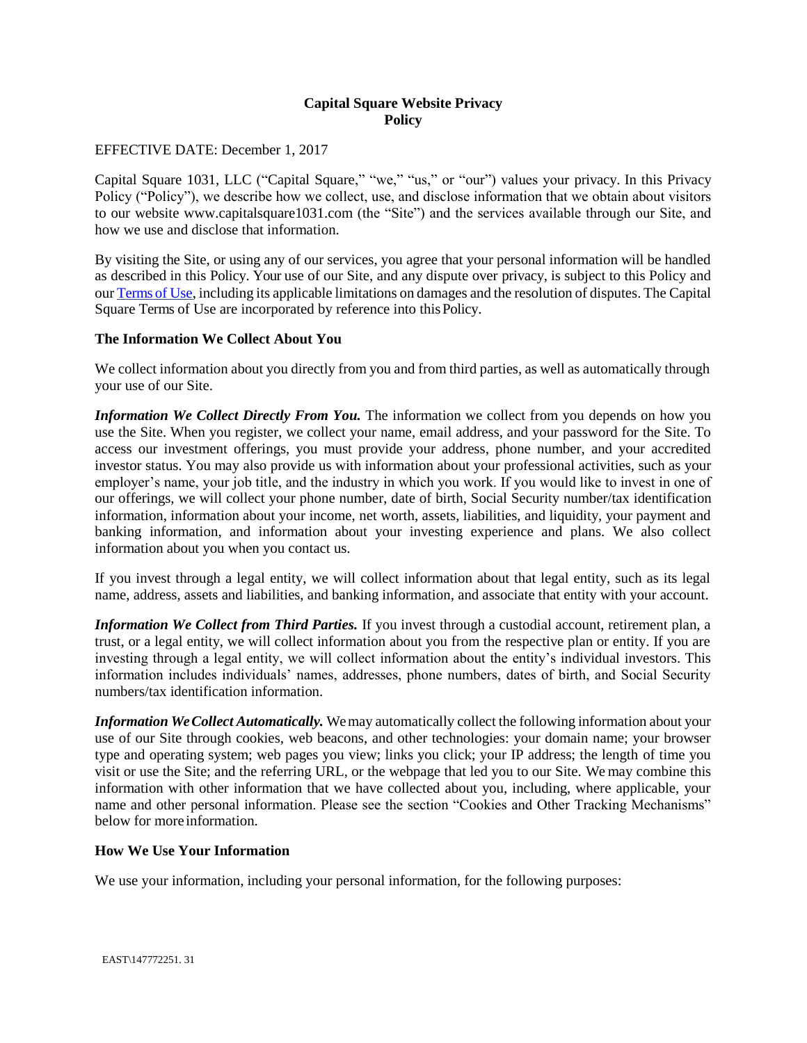# Capital Square Website Privacy Policy

EFFECTIVE DATE: December 1, 2017

Capital Square 1031, LLC ("Capital Square," "we," "us," or "our") values your privacy. In this Privacy Policy ("Policy"), we describe how we collect, use, and disclose information that we obtain about visitors to our website www.capitalsquare1031.com (the "Site") and the services available through our Site, and how we use and disclose that information.

By visiting the Site, or using any of our services, you agree that your personal information will be handled as described in this Policy. Your use of our Site, and any dispute over privacy, is subject to this Policy and our Terms of Use, including its applicable limitations on damages and the resolution of disputes. The Capital Square Terms of Use are incorporated by reference into this Policy.

## The Information We Collect About You

We collect information about you directly from you and from third parties, as well as automatically through your use of our Site.

***Information We Collect Directly From You.*** The information we collect from you depends on how you use the Site. When you register, we collect your name, email address, and your password for the Site. To access our investment offerings, you must provide your address, phone number, and your accredited investor status. You may also provide us with information about your professional activities, such as your employer's name, your job title, and the industry in which you work. If you would like to invest in one of our offerings, we will collect your phone number, date of birth, Social Security number/tax identification information, information about your income, net worth, assets, liabilities, and liquidity, your payment and banking information, and information about your investing experience and plans. We also collect information about you when you contact us.

If you invest through a legal entity, we will collect information about that legal entity, such as its legal name, address, assets and liabilities, and banking information, and associate that entity with your account.

***Information We Collect from Third Parties.*** If you invest through a custodial account, retirement plan, a trust, or a legal entity, we will collect information about you from the respective plan or entity. If you are investing through a legal entity, we will collect information about the entity's individual investors. This information includes individuals' names, addresses, phone numbers, dates of birth, and Social Security numbers/tax identification information.

***Information We Collect Automatically.*** We may automatically collect the following information about your use of our Site through cookies, web beacons, and other technologies: your domain name; your browser type and operating system; web pages you view; links you click; your IP address; the length of time you visit or use the Site; and the referring URL, or the webpage that led you to our Site. We may combine this information with other information that we have collected about you, including, where applicable, your name and other personal information. Please see the section "Cookies and Other Tracking Mechanisms" below for more information.

## How We Use Your Information

We use your information, including your personal information, for the following purposes: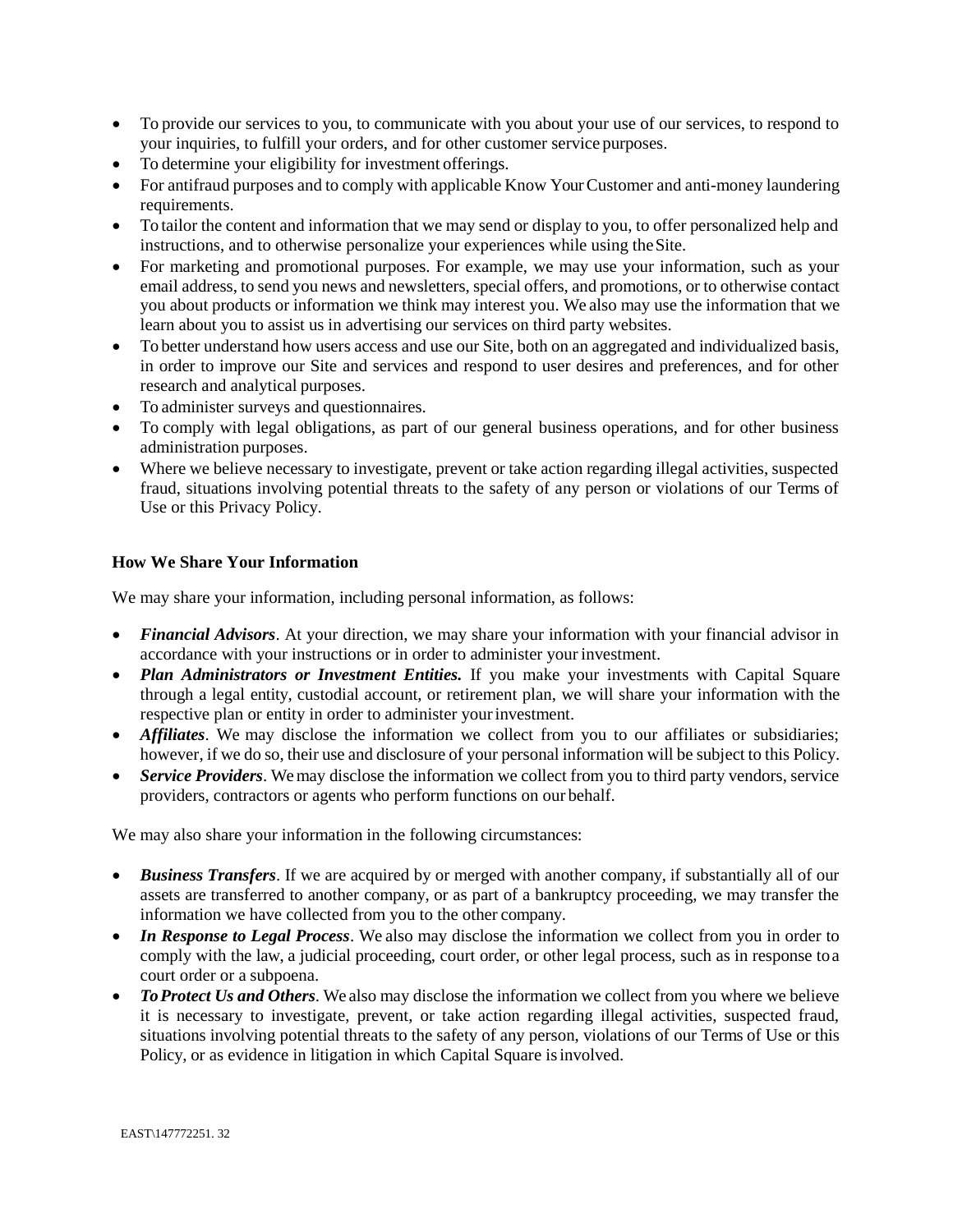- To provide our services to you, to communicate with you about your use of our services, to respond to your inquiries, to fulfill your orders, and for other customer service purposes.
- To determine your eligibility for investment offerings.
- For antifraud purposes and to comply with applicable Know Your Customer and anti-money laundering requirements.
- To tailor the content and information that we may send or display to you, to offer personalized help and instructions, and to otherwise personalize your experiences while using the Site.
- For marketing and promotional purposes. For example, we may use your information, such as your email address, to send you news and newsletters, special offers, and promotions, or to otherwise contact you about products or information we think may interest you. We also may use the information that we learn about you to assist us in advertising our services on third party websites.
- To better understand how users access and use our Site, both on an aggregated and individualized basis, in order to improve our Site and services and respond to user desires and preferences, and for other research and analytical purposes.
- To administer surveys and questionnaires.
- To comply with legal obligations, as part of our general business operations, and for other business administration purposes.
- Where we believe necessary to investigate, prevent or take action regarding illegal activities, suspected fraud, situations involving potential threats to the safety of any person or violations of our Terms of Use or this Privacy Policy.

**How We Share Your Information**

We may share your information, including personal information, as follows:

- ***Financial Advisors***. At your direction, we may share your information with your financial advisor in accordance with your instructions or in order to administer your investment.
- ***Plan Administrators or Investment Entities.*** If you make your investments with Capital Square through a legal entity, custodial account, or retirement plan, we will share your information with the respective plan or entity in order to administer your investment.
- ***Affiliates***. We may disclose the information we collect from you to our affiliates or subsidiaries; however, if we do so, their use and disclosure of your personal information will be subject to this Policy.
- ***Service Providers***. We may disclose the information we collect from you to third party vendors, service providers, contractors or agents who perform functions on our behalf.

We may also share your information in the following circumstances:

- ***Business Transfers***. If we are acquired by or merged with another company, if substantially all of our assets are transferred to another company, or as part of a bankruptcy proceeding, we may transfer the information we have collected from you to the other company.
- ***In Response to Legal Process***. We also may disclose the information we collect from you in order to comply with the law, a judicial proceeding, court order, or other legal process, such as in response to a court order or a subpoena.
- ***To Protect Us and Others***. We also may disclose the information we collect from you where we believe it is necessary to investigate, prevent, or take action regarding illegal activities, suspected fraud, situations involving potential threats to the safety of any person, violations of our Terms of Use or this Policy, or as evidence in litigation in which Capital Square is involved.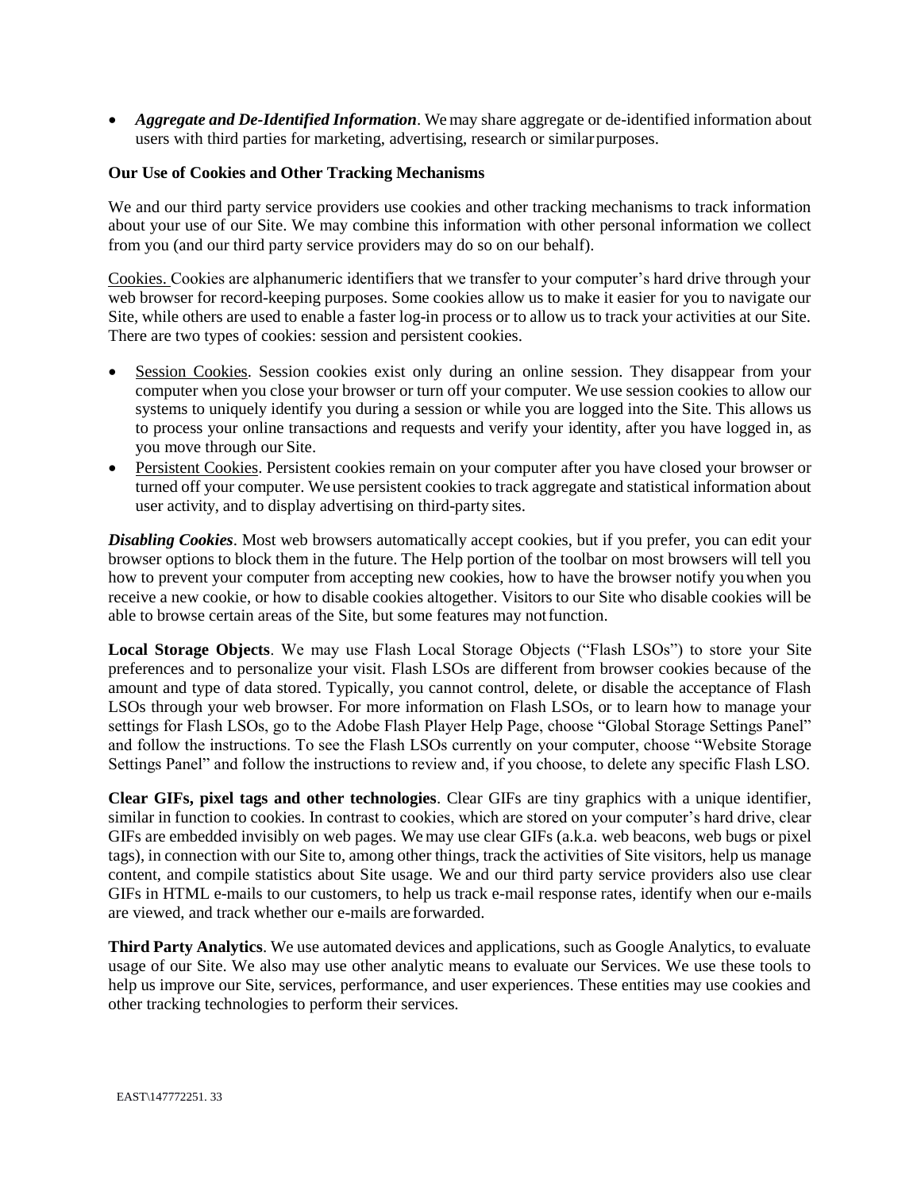- ***Aggregate and De-Identified Information***. We may share aggregate or de-identified information about users with third parties for marketing, advertising, research or similar purposes.

**Our Use of Cookies and Other Tracking Mechanisms**

We and our third party service providers use cookies and other tracking mechanisms to track information about your use of our Site. We may combine this information with other personal information we collect from you (and our third party service providers may do so on our behalf).

<u>Cookies.</u> Cookies are alphanumeric identifiers that we transfer to your computer's hard drive through your web browser for record-keeping purposes. Some cookies allow us to make it easier for you to navigate our Site, while others are used to enable a faster log-in process or to allow us to track your activities at our Site. There are two types of cookies: session and persistent cookies.

- <u>Session Cookies</u>. Session cookies exist only during an online session. They disappear from your computer when you close your browser or turn off your computer. We use session cookies to allow our systems to uniquely identify you during a session or while you are logged into the Site. This allows us to process your online transactions and requests and verify your identity, after you have logged in, as you move through our Site.
- <u>Persistent Cookies</u>. Persistent cookies remain on your computer after you have closed your browser or turned off your computer. We use persistent cookies to track aggregate and statistical information about user activity, and to display advertising on third-party sites.

***Disabling Cookies***. Most web browsers automatically accept cookies, but if you prefer, you can edit your browser options to block them in the future. The Help portion of the toolbar on most browsers will tell you how to prevent your computer from accepting new cookies, how to have the browser notify you when you receive a new cookie, or how to disable cookies altogether. Visitors to our Site who disable cookies will be able to browse certain areas of the Site, but some features may not function.

**Local Storage Objects**. We may use Flash Local Storage Objects ("Flash LSOs") to store your Site preferences and to personalize your visit. Flash LSOs are different from browser cookies because of the amount and type of data stored. Typically, you cannot control, delete, or disable the acceptance of Flash LSOs through your web browser. For more information on Flash LSOs, or to learn how to manage your settings for Flash LSOs, go to the Adobe Flash Player Help Page, choose "Global Storage Settings Panel" and follow the instructions. To see the Flash LSOs currently on your computer, choose "Website Storage Settings Panel" and follow the instructions to review and, if you choose, to delete any specific Flash LSO.

**Clear GIFs, pixel tags and other technologies**. Clear GIFs are tiny graphics with a unique identifier, similar in function to cookies. In contrast to cookies, which are stored on your computer's hard drive, clear GIFs are embedded invisibly on web pages. We may use clear GIFs (a.k.a. web beacons, web bugs or pixel tags), in connection with our Site to, among other things, track the activities of Site visitors, help us manage content, and compile statistics about Site usage. We and our third party service providers also use clear GIFs in HTML e-mails to our customers, to help us track e-mail response rates, identify when our e-mails are viewed, and track whether our e-mails are forwarded.

**Third Party Analytics**. We use automated devices and applications, such as Google Analytics, to evaluate usage of our Site. We also may use other analytic means to evaluate our Services. We use these tools to help us improve our Site, services, performance, and user experiences. These entities may use cookies and other tracking technologies to perform their services.

EAST\147772251. 33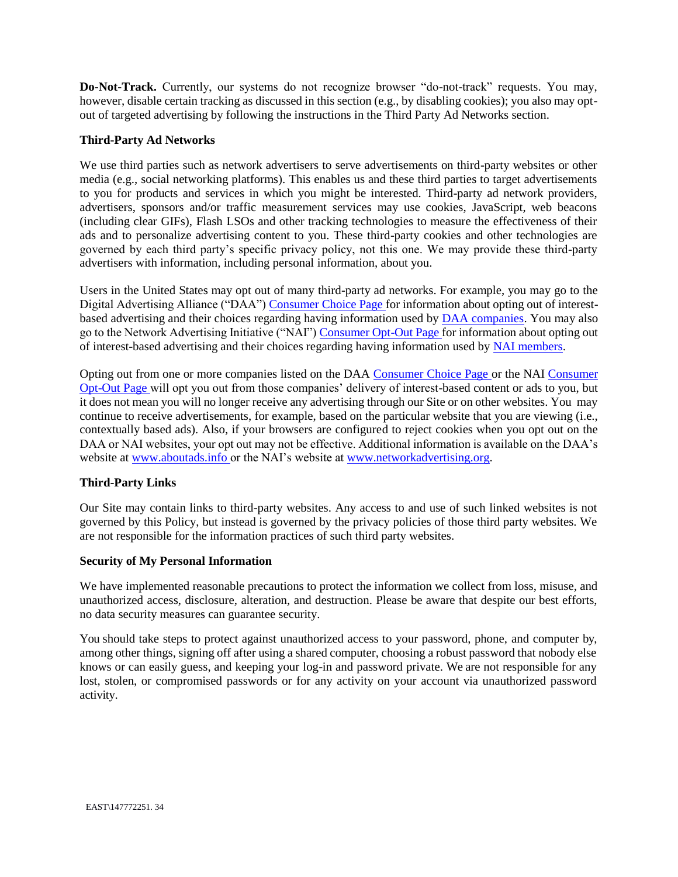**Do-Not-Track.** Currently, our systems do not recognize browser "do-not-track" requests. You may, however, disable certain tracking as discussed in this section (e.g., by disabling cookies); you also may opt-out of targeted advertising by following the instructions in the Third Party Ad Networks section.

**Third-Party Ad Networks**

We use third parties such as network advertisers to serve advertisements on third-party websites or other media (e.g., social networking platforms). This enables us and these third parties to target advertisements to you for products and services in which you might be interested. Third-party ad network providers, advertisers, sponsors and/or traffic measurement services may use cookies, JavaScript, web beacons (including clear GIFs), Flash LSOs and other tracking technologies to measure the effectiveness of their ads and to personalize advertising content to you. These third-party cookies and other technologies are governed by each third party's specific privacy policy, not this one. We may provide these third-party advertisers with information, including personal information, about you.

Users in the United States may opt out of many third-party ad networks. For example, you may go to the Digital Advertising Alliance ("DAA") Consumer Choice Page for information about opting out of interest-based advertising and their choices regarding having information used by DAA companies. You may also go to the Network Advertising Initiative ("NAI") Consumer Opt-Out Page for information about opting out of interest-based advertising and their choices regarding having information used by NAI members.

Opting out from one or more companies listed on the DAA Consumer Choice Page or the NAI Consumer Opt-Out Page will opt you out from those companies' delivery of interest-based content or ads to you, but it does not mean you will no longer receive any advertising through our Site or on other websites. You may continue to receive advertisements, for example, based on the particular website that you are viewing (i.e., contextually based ads). Also, if your browsers are configured to reject cookies when you opt out on the DAA or NAI websites, your opt out may not be effective. Additional information is available on the DAA's website at www.aboutads.info or the NAI's website at www.networkadvertising.org.

**Third-Party Links**

Our Site may contain links to third-party websites. Any access to and use of such linked websites is not governed by this Policy, but instead is governed by the privacy policies of those third party websites. We are not responsible for the information practices of such third party websites.

**Security of My Personal Information**

We have implemented reasonable precautions to protect the information we collect from loss, misuse, and unauthorized access, disclosure, alteration, and destruction. Please be aware that despite our best efforts, no data security measures can guarantee security.

You should take steps to protect against unauthorized access to your password, phone, and computer by, among other things, signing off after using a shared computer, choosing a robust password that nobody else knows or can easily guess, and keeping your log-in and password private. We are not responsible for any lost, stolen, or compromised passwords or for any activity on your account via unauthorized password activity.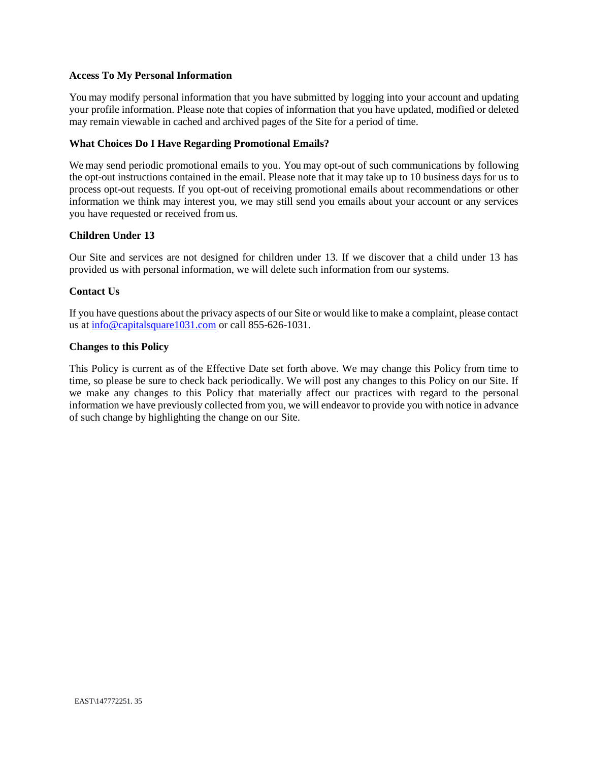**Access To My Personal Information**

You may modify personal information that you have submitted by logging into your account and updating your profile information. Please note that copies of information that you have updated, modified or deleted may remain viewable in cached and archived pages of the Site for a period of time.

**What Choices Do I Have Regarding Promotional Emails?**

We may send periodic promotional emails to you. You may opt-out of such communications by following the opt-out instructions contained in the email. Please note that it may take up to 10 business days for us to process opt-out requests. If you opt-out of receiving promotional emails about recommendations or other information we think may interest you, we may still send you emails about your account or any services you have requested or received from us.

**Children Under 13**

Our Site and services are not designed for children under 13. If we discover that a child under 13 has provided us with personal information, we will delete such information from our systems.

**Contact Us**

If you have questions about the privacy aspects of our Site or would like to make a complaint, please contact us at info@capitalsquare1031.com or call 855-626-1031.

**Changes to this Policy**

This Policy is current as of the Effective Date set forth above. We may change this Policy from time to time, so please be sure to check back periodically. We will post any changes to this Policy on our Site. If we make any changes to this Policy that materially affect our practices with regard to the personal information we have previously collected from you, we will endeavor to provide you with notice in advance of such change by highlighting the change on our Site.

EAST\147772251. 35